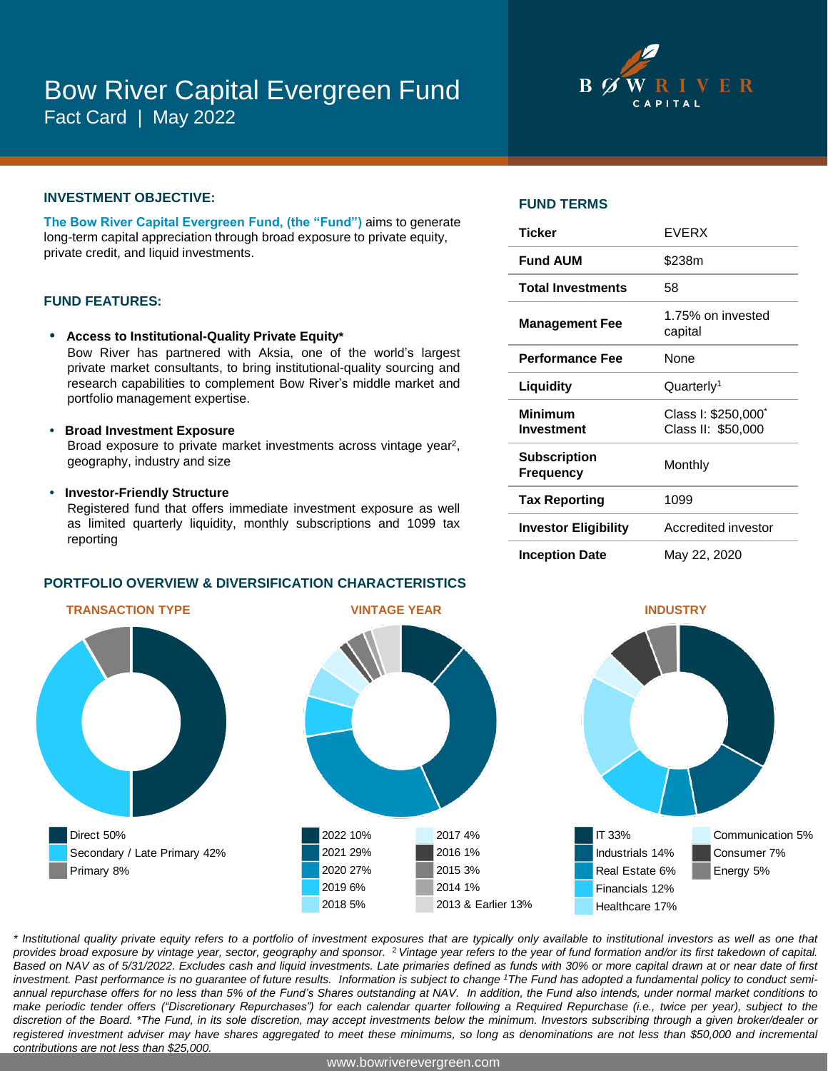# Bow River Capital Evergreen Fund

Fact Card | May 2022

BOW RIVER CAPITAL

## INVESTMENT OBJECTIVE:

**The Bow River Capital Evergreen Fund, (the "Fund")** aims to generate long-term capital appreciation through broad exposure to private equity, private credit, and liquid investments.

## FUND FEATURES:

- **Access to Institutional-Quality Private Equity***
  Bow River has partnered with Aksia, one of the world's largest private market consultants, to bring institutional-quality sourcing and research capabilities to complement Bow River's middle market and portfolio management expertise.
- **Broad Investment Exposure**
  Broad exposure to private market investments across vintage year[2], geography, industry and size
- **Investor-Friendly Structure**
  Registered fund that offers immediate investment exposure as well as limited quarterly liquidity, monthly subscriptions and 1099 tax reporting

## FUND TERMS

| | |
|---|---|
| **Ticker** | EVERX |
| **Fund AUM** | $238m |
| **Total Investments** | 58 |
| **Management Fee** | 1.75% on invested capital |
| **Performance Fee** | None |
| **Liquidity** | Quarterly[1] |
| **Minimum Investment** | Class I: $250,000* Class II: $50,000 |
| **Subscription Frequency** | Monthly |
| **Tax Reporting** | 1099 |
| **Investor Eligibility** | Accredited investor |
| **Inception Date** | May 22, 2020 |

## PORTFOLIO OVERVIEW & DIVERSIFICATION CHARACTERISTICS

### TRANSACTION TYPE

- Direct 50%
- Secondary / Late Primary 42%
- Primary 8%

### VINTAGE YEAR

- 2022 10%
- 2021 29%
- 2020 27%
- 2019 6%
- 2018 5%
- 2017 4%
- 2016 1%
- 2015 3%
- 2014 1%
- 2013 & Earlier 13%

### INDUSTRY

- IT 33%
- Industrials 14%
- Real Estate 6%
- Financials 12%
- Healthcare 17%
- Communication 5%
- Consumer 7%
- Energy 5%

*\* Institutional quality private equity refers to a portfolio of investment exposures that are typically only available to institutional investors as well as one that provides broad exposure by vintage year, sector, geography and sponsor. [2] Vintage year refers to the year of fund formation and/or its first takedown of capital. Based on NAV as of 5/31/2022. Excludes cash and liquid investments. Late primaries defined as funds with 30% or more capital drawn at or near date of first investment. Past performance is no guarantee of future results. Information is subject to change [1]The Fund has adopted a fundamental policy to conduct semi-annual repurchase offers for no less than 5% of the Fund's Shares outstanding at NAV. In addition, the Fund also intends, under normal market conditions to make periodic tender offers ("Discretionary Repurchases") for each calendar quarter following a Required Repurchase (i.e., twice per year), subject to the discretion of the Board. \*The Fund, in its sole discretion, may accept investments below the minimum. Investors subscribing through a given broker/dealer or registered investment adviser may have shares aggregated to meet these minimums, so long as denominations are not less than $50,000 and incremental contributions are not less than $25,000.*

www.bowriverevergreen.com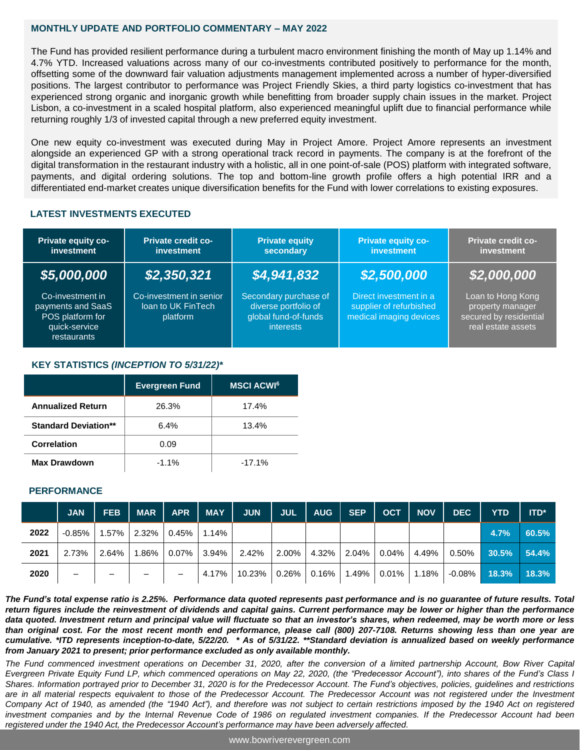## MONTHLY UPDATE AND PORTFOLIO COMMENTARY – MAY 2022

The Fund has provided resilient performance during a turbulent macro environment finishing the month of May up 1.14% and 4.7% YTD. Increased valuations across many of our co-investments contributed positively to performance for the month, offsetting some of the downward fair valuation adjustments management implemented across a number of hyper-diversified positions. The largest contributor to performance was Project Friendly Skies, a third party logistics co-investment that has experienced strong organic and inorganic growth while benefitting from broader supply chain issues in the market. Project Lisbon, a co-investment in a scaled hospital platform, also experienced meaningful uplift due to financial performance while returning roughly 1/3 of invested capital through a new preferred equity investment.

One new equity co-investment was executed during May in Project Amore. Project Amore represents an investment alongside an experienced GP with a strong operational track record in payments. The company is at the forefront of the digital transformation in the restaurant industry with a holistic, all in one point-of-sale (POS) platform with integrated software, payments, and digital ordering solutions. The top and bottom-line growth profile offers a high potential IRR and a differentiated end-market creates unique diversification benefits for the Fund with lower correlations to existing exposures.

## LATEST INVESTMENTS EXECUTED

| Private equity co-investment | Private credit co-investment | Private equity secondary | Private equity co-investment | Private credit co-investment |
|---|---|---|---|---|
| ***$5,000,000*** | ***$2,350,321*** | ***$4,941,832*** | ***$2,500,000*** | ***$2,000,000*** |
| Co-investment in payments and SaaS POS platform for quick-service restaurants | Co-investment in senior loan to UK FinTech platform | Secondary purchase of diverse portfolio of global fund-of-funds interests | Direct investment in a supplier of refurbished medical imaging devices | Loan to Hong Kong property manager secured by residential real estate assets |

## KEY STATISTICS *(INCEPTION TO 5/31/22)**

| | Evergreen Fund | MSCI ACWI[6] |
|---|---|---|
| **Annualized Return** | 26.3% | 17.4% |
| **Standard Deviation**** | 6.4% | 13.4% |
| **Correlation** | 0.09 | |
| **Max Drawdown** | -1.1% | -17.1% |

## PERFORMANCE

| | JAN | FEB | MAR | APR | MAY | JUN | JUL | AUG | SEP | OCT | NOV | DEC | YTD | ITD* |
|---|---|---|---|---|---|---|---|---|---|---|---|---|---|---|
| **2022** | -0.85% | 1.57% | 2.32% | 0.45% | 1.14% | | | | | | | | **4.7%** | **60.5%** |
| **2021** | 2.73% | 2.64% | 1.86% | 0.07% | 3.94% | 2.42% | 2.00% | 4.32% | 2.04% | 0.04% | 4.49% | 0.50% | **30.5%** | **54.4%** |
| **2020** | – | – | – | – | 4.17% | 10.23% | 0.26% | 0.16% | 1.49% | 0.01% | 1.18% | -0.08% | **18.3%** | **18.3%** |

***The Fund's total expense ratio is 2.25%. Performance data quoted represents past performance and is no guarantee of future results. Total return figures include the reinvestment of dividends and capital gains. Current performance may be lower or higher than the performance data quoted. Investment return and principal value will fluctuate so that an investor's shares, when redeemed, may be worth more or less than original cost. For the most recent month end performance, please call (800) 207-7108. Returns showing less than one year are cumulative. *ITD represents inception-to-date, 5/22/20. * As of 5/31/22. **Standard deviation is annualized based on weekly performance from January 2021 to present; prior performance excluded as only available monthly.***

*The Fund commenced investment operations on December 31, 2020, after the conversion of a limited partnership Account, Bow River Capital Evergreen Private Equity Fund LP, which commenced operations on May 22, 2020, (the "Predecessor Account"), into shares of the Fund's Class I Shares. Information portrayed prior to December 31, 2020 is for the Predecessor Account. The Fund's objectives, policies, guidelines and restrictions are in all material respects equivalent to those of the Predecessor Account. The Predecessor Account was not registered under the Investment Company Act of 1940, as amended (the "1940 Act"), and therefore was not subject to certain restrictions imposed by the 1940 Act on registered investment companies and by the Internal Revenue Code of 1986 on regulated investment companies. If the Predecessor Account had been registered under the 1940 Act, the Predecessor Account's performance may have been adversely affected.*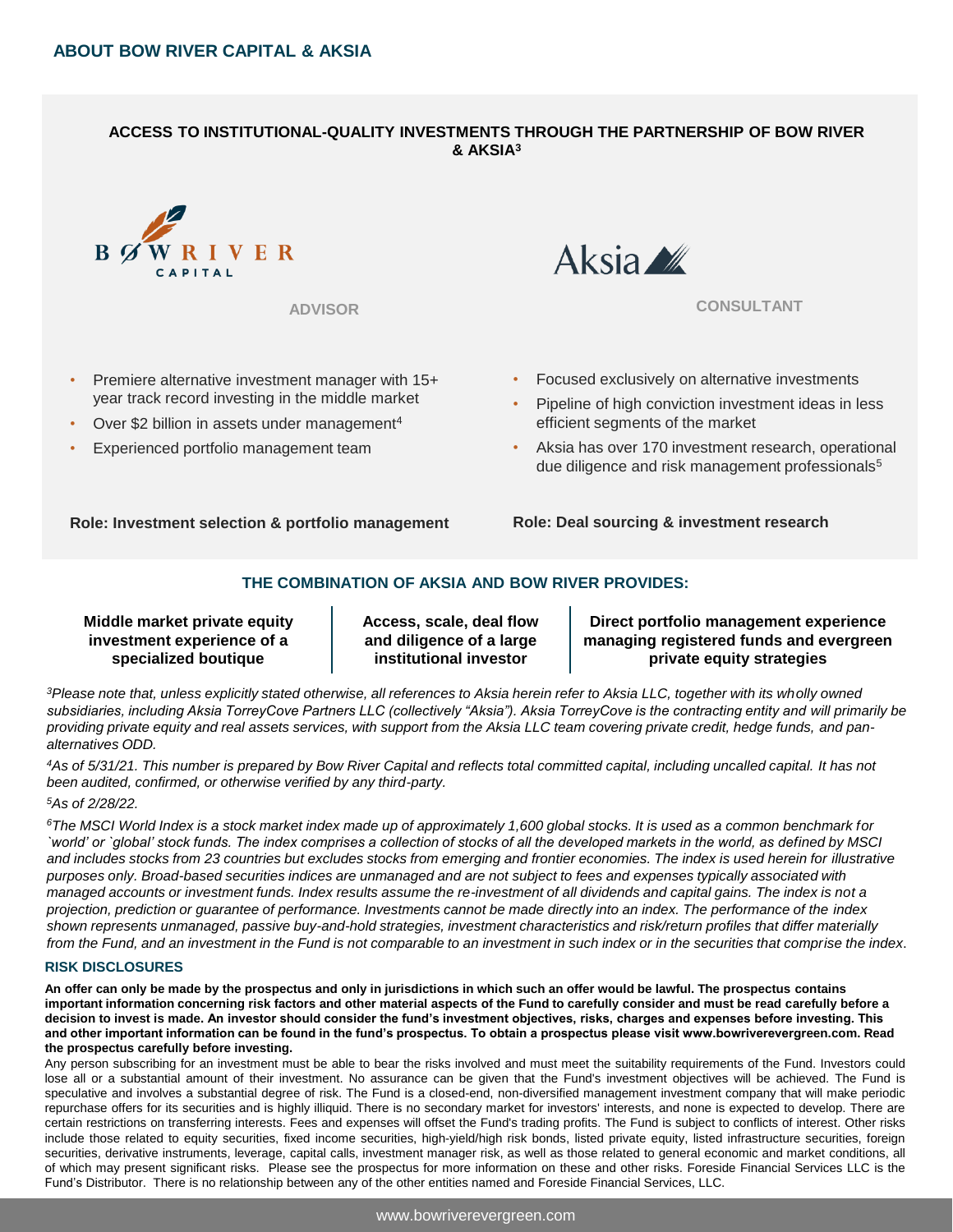## ABOUT BOW RIVER CAPITAL & AKSIA

### ACCESS TO INSTITUTIONAL-QUALITY INVESTMENTS THROUGH THE PARTNERSHIP OF BOW RIVER & AKSIA[3]

BOW RIVER CAPITAL

**ADVISOR**

- Premiere alternative investment manager with 15+ year track record investing in the middle market
- Over $2 billion in assets under management[4]
- Experienced portfolio management team

**Role: Investment selection & portfolio management**

Aksia

**CONSULTANT**

- Focused exclusively on alternative investments
- Pipeline of high conviction investment ideas in less efficient segments of the market
- Aksia has over 170 investment research, operational due diligence and risk management professionals[5]

**Role: Deal sourcing & investment research**

### THE COMBINATION OF AKSIA AND BOW RIVER PROVIDES:

**Middle market private equity investment experience of a specialized boutique**

**Access, scale, deal flow and diligence of a large institutional investor**

**Direct portfolio management experience managing registered funds and evergreen private equity strategies**

*[3]Please note that, unless explicitly stated otherwise, all references to Aksia herein refer to Aksia LLC, together with its wholly owned subsidiaries, including Aksia TorreyCove Partners LLC (collectively "Aksia"). Aksia TorreyCove is the contracting entity and will primarily be providing private equity and real assets services, with support from the Aksia LLC team covering private credit, hedge funds, and pan-alternatives ODD.*

*[4]As of 5/31/21. This number is prepared by Bow River Capital and reflects total committed capital, including uncalled capital. It has not been audited, confirmed, or otherwise verified by any third-party.*

*[5]As of 2/28/22.*

*[6]The MSCI World Index is a stock market index made up of approximately 1,600 global stocks. It is used as a common benchmark for `world' or `global' stock funds. The index comprises a collection of stocks of all the developed markets in the world, as defined by MSCI and includes stocks from 23 countries but excludes stocks from emerging and frontier economies. The index is used herein for illustrative purposes only. Broad-based securities indices are unmanaged and are not subject to fees and expenses typically associated with managed accounts or investment funds. Index results assume the re-investment of all dividends and capital gains. The index is not a projection, prediction or guarantee of performance. Investments cannot be made directly into an index. The performance of the index shown represents unmanaged, passive buy-and-hold strategies, investment characteristics and risk/return profiles that differ materially from the Fund, and an investment in the Fund is not comparable to an investment in such index or in the securities that comprise the index.*

### RISK DISCLOSURES

**An offer can only be made by the prospectus and only in jurisdictions in which such an offer would be lawful. The prospectus contains important information concerning risk factors and other material aspects of the Fund to carefully consider and must be read carefully before a decision to invest is made. An investor should consider the fund's investment objectives, risks, charges and expenses before investing. This and other important information can be found in the fund's prospectus. To obtain a prospectus please visit www.bowriverevergreen.com. Read the prospectus carefully before investing.**

Any person subscribing for an investment must be able to bear the risks involved and must meet the suitability requirements of the Fund. Investors could lose all or a substantial amount of their investment. No assurance can be given that the Fund's investment objectives will be achieved. The Fund is speculative and involves a substantial degree of risk. The Fund is a closed-end, non-diversified management investment company that will make periodic repurchase offers for its securities and is highly illiquid. There is no secondary market for investors' interests, and none is expected to develop. There are certain restrictions on transferring interests. Fees and expenses will offset the Fund's trading profits. The Fund is subject to conflicts of interest. Other risks include those related to equity securities, fixed income securities, high-yield/high risk bonds, listed private equity, listed infrastructure securities, foreign securities, derivative instruments, leverage, capital calls, investment manager risk, as well as those related to general economic and market conditions, all of which may present significant risks. Please see the prospectus for more information on these and other risks. Foreside Financial Services LLC is the Fund's Distributor. There is no relationship between any of the other entities named and Foreside Financial Services, LLC.